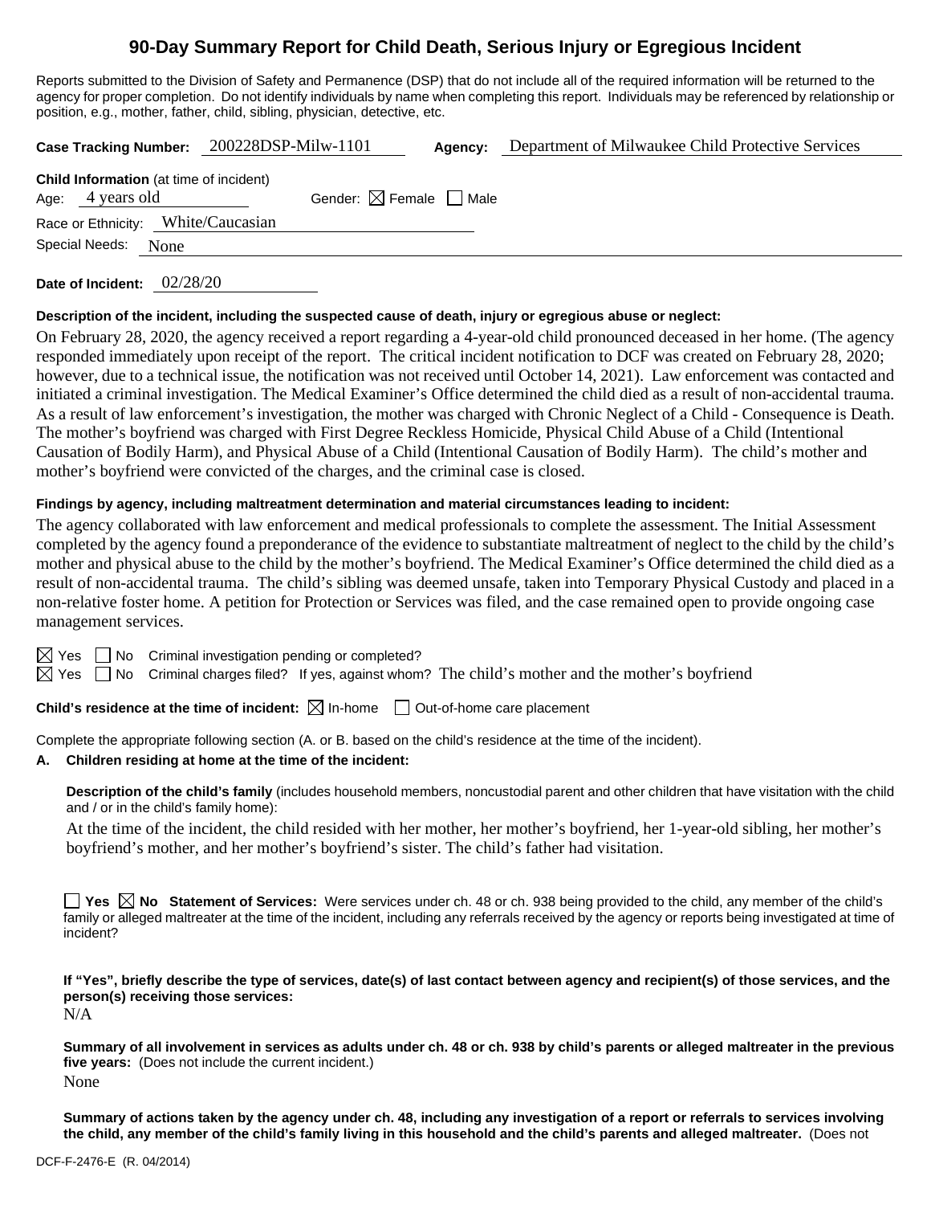# 90-Day Summary Report for Child Death, Serious Injury or Egregious Incident

Reports submitted to the Division of Safety and Permanence (DSP) that do not include all of the required information will be returned to the agency for proper completion. Do not identify individuals by name when completing this report. Individuals may be referenced by relationship or position, e.g., mother, father, child, sibling, physician, detective, etc.

**Case Tracking Number:** 200228DSP-Milw-1101 **Agency:** Department of Milwaukee Child Protective Services

**Child Information** (at time of incident)

Age: 4 years old Gender: ☒ Female ☐ Male

Race or Ethnicity: White/Caucasian

Special Needs: None

**Date of Incident:** 02/28/20

**Description of the incident, including the suspected cause of death, injury or egregious abuse or neglect:**

On February 28, 2020, the agency received a report regarding a 4-year-old child pronounced deceased in her home. (The agency responded immediately upon receipt of the report. The critical incident notification to DCF was created on February 28, 2020; however, due to a technical issue, the notification was not received until October 14, 2021). Law enforcement was contacted and initiated a criminal investigation. The Medical Examiner's Office determined the child died as a result of non-accidental trauma. As a result of law enforcement's investigation, the mother was charged with Chronic Neglect of a Child - Consequence is Death. The mother's boyfriend was charged with First Degree Reckless Homicide, Physical Child Abuse of a Child (Intentional Causation of Bodily Harm), and Physical Abuse of a Child (Intentional Causation of Bodily Harm). The child's mother and mother's boyfriend were convicted of the charges, and the criminal case is closed.

**Findings by agency, including maltreatment determination and material circumstances leading to incident:**

The agency collaborated with law enforcement and medical professionals to complete the assessment. The Initial Assessment completed by the agency found a preponderance of the evidence to substantiate maltreatment of neglect to the child by the child's mother and physical abuse to the child by the mother's boyfriend. The Medical Examiner's Office determined the child died as a result of non-accidental trauma. The child's sibling was deemed unsafe, taken into Temporary Physical Custody and placed in a non-relative foster home. A petition for Protection or Services was filed, and the case remained open to provide ongoing case management services.

☒ Yes ☐ No Criminal investigation pending or completed?

☒ Yes ☐ No Criminal charges filed? If yes, against whom? The child's mother and the mother's boyfriend

**Child's residence at the time of incident:** ☒ In-home ☐ Out-of-home care placement

Complete the appropriate following section (A. or B. based on the child's residence at the time of the incident).

**A. Children residing at home at the time of the incident:**

**Description of the child's family** (includes household members, noncustodial parent and other children that have visitation with the child and / or in the child's family home):

At the time of the incident, the child resided with her mother, her mother's boyfriend, her 1-year-old sibling, her mother's boyfriend's mother, and her mother's boyfriend's sister. The child's father had visitation.

☐ **Yes** ☒ **No** **Statement of Services:** Were services under ch. 48 or ch. 938 being provided to the child, any member of the child's family or alleged maltreater at the time of the incident, including any referrals received by the agency or reports being investigated at time of incident?

**If "Yes", briefly describe the type of services, date(s) of last contact between agency and recipient(s) of those services, and the person(s) receiving those services:**

N/A

**Summary of all involvement in services as adults under ch. 48 or ch. 938 by child's parents or alleged maltreater in the previous five years:** (Does not include the current incident.)

None

**Summary of actions taken by the agency under ch. 48, including any investigation of a report or referrals to services involving the child, any member of the child's family living in this household and the child's parents and alleged maltreater.** (Does not

DCF-F-2476-E (R. 04/2014)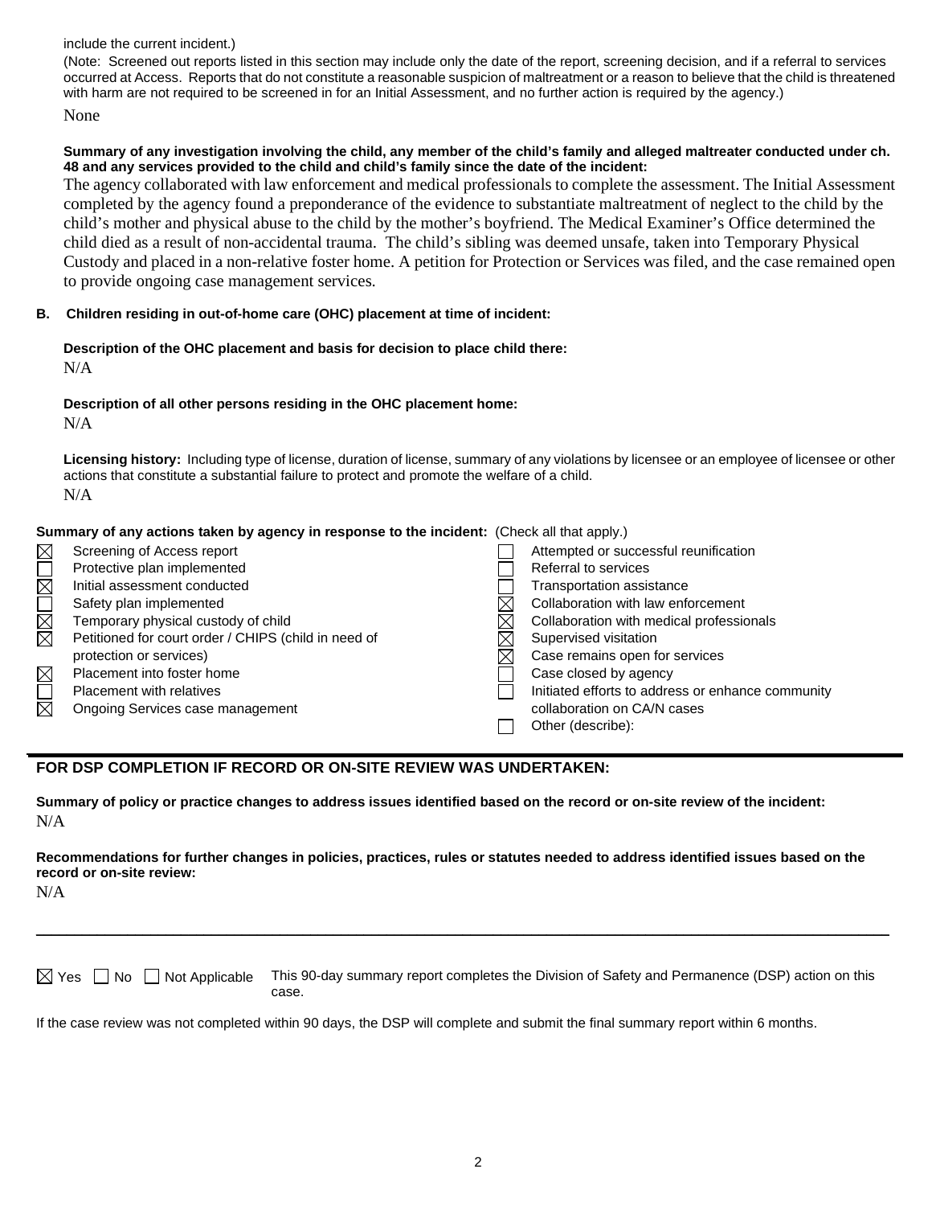include the current incident.)

(Note: Screened out reports listed in this section may include only the date of the report, screening decision, and if a referral to services occurred at Access. Reports that do not constitute a reasonable suspicion of maltreatment or a reason to believe that the child is threatened with harm are not required to be screened in for an Initial Assessment, and no further action is required by the agency.)

None

**Summary of any investigation involving the child, any member of the child's family and alleged maltreater conducted under ch. 48 and any services provided to the child and child's family since the date of the incident:**

The agency collaborated with law enforcement and medical professionals to complete the assessment. The Initial Assessment completed by the agency found a preponderance of the evidence to substantiate maltreatment of neglect to the child by the child's mother and physical abuse to the child by the mother's boyfriend. The Medical Examiner's Office determined the child died as a result of non-accidental trauma. The child's sibling was deemed unsafe, taken into Temporary Physical Custody and placed in a non-relative foster home. A petition for Protection or Services was filed, and the case remained open to provide ongoing case management services.

**B. Children residing in out-of-home care (OHC) placement at time of incident:**

**Description of the OHC placement and basis for decision to place child there:**

N/A

**Description of all other persons residing in the OHC placement home:**

N/A

**Licensing history:** Including type of license, duration of license, summary of any violations by licensee or an employee of licensee or other actions that constitute a substantial failure to protect and promote the welfare of a child.

N/A

**Summary of any actions taken by agency in response to the incident:** (Check all that apply.)

- ☒ Screening of Access report
- ☐ Protective plan implemented
- ☒ Initial assessment conducted
- ☐ Safety plan implemented
- ☒ Temporary physical custody of child
- ☒ Petitioned for court order / CHIPS (child in need of protection or services)
- ☒ Placement into foster home
- ☐ Placement with relatives
- ☒ Ongoing Services case management
- ☐ Attempted or successful reunification
- ☐ Referral to services
- ☐ Transportation assistance
- ☒ Collaboration with law enforcement
- ☒ Collaboration with medical professionals
- ☒ Supervised visitation
- ☒ Case remains open for services
- ☐ Case closed by agency
- ☐ Initiated efforts to address or enhance community collaboration on CA/N cases
- ☐ Other (describe):

## FOR DSP COMPLETION IF RECORD OR ON-SITE REVIEW WAS UNDERTAKEN:

**Summary of policy or practice changes to address issues identified based on the record or on-site review of the incident:**

N/A

**Recommendations for further changes in policies, practices, rules or statutes needed to address identified issues based on the record or on-site review:**

N/A

---

☒ Yes ☐ No ☐ Not Applicable This 90-day summary report completes the Division of Safety and Permanence (DSP) action on this case.

If the case review was not completed within 90 days, the DSP will complete and submit the final summary report within 6 months.